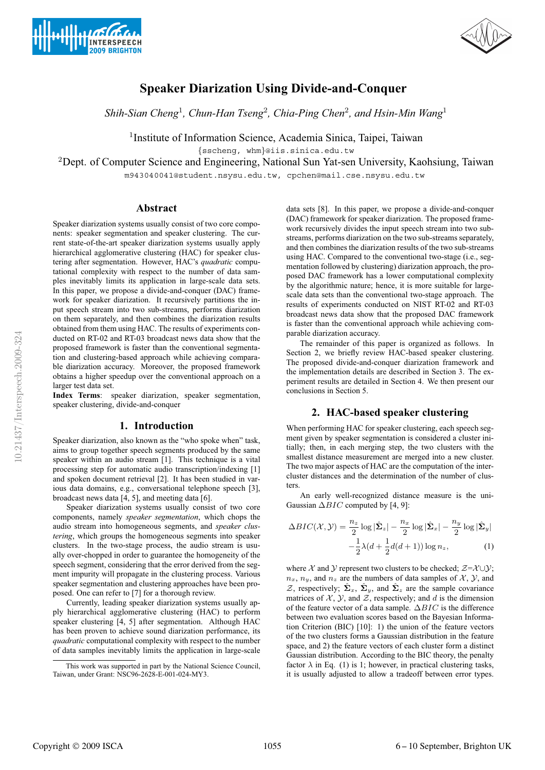# Speaker Diarization Using Divide-and-Conquer

*Shih-Sian Cheng*[1], *Chun-Han Tseng*[2], *Chia-Ping Chen*[2], *and Hsin-Min Wang*[1]

[1]Institute of Information Science, Academia Sinica, Taipei, Taiwan

{sscheng, whm}@iis.sinica.edu.tw

[2]Dept. of Computer Science and Engineering, National Sun Yat-sen University, Kaohsiung, Taiwan

m943040041@student.nsysu.edu.tw, cpchen@mail.cse.nsysu.edu.tw

## Abstract

Speaker diarization systems usually consist of two core components: speaker segmentation and speaker clustering. The current state-of-the-art speaker diarization systems usually apply hierarchical agglomerative clustering (HAC) for speaker clustering after segmentation. However, HAC's *quadratic* computational complexity with respect to the number of data samples inevitably limits its application in large-scale data sets. In this paper, we propose a divide-and-conquer (DAC) framework for speaker diarization. It recursively partitions the input speech stream into two sub-streams, performs diarization on them separately, and then combines the diarization results obtained from them using HAC. The results of experiments conducted on RT-02 and RT-03 broadcast news data show that the proposed framework is faster than the conventional segmentation and clustering-based approach while achieving comparable diarization accuracy. Moreover, the proposed framework obtains a higher speedup over the conventional approach on a larger test data set.

**Index Terms**: speaker diarization, speaker segmentation, speaker clustering, divide-and-conquer

## 1. Introduction

Speaker diarization, also known as the "who spoke when" task, aims to group together speech segments produced by the same speaker within an audio stream [1]. This technique is a vital processing step for automatic audio transcription/indexing [1] and spoken document retrieval [2]. It has been studied in various data domains, e.g., conversational telephone speech [3], broadcast news data [4, 5], and meeting data [6].

Speaker diarization systems usually consist of two core components, namely *speaker segmentation*, which chops the audio stream into homogeneous segments, and *speaker clustering*, which groups the homogeneous segments into speaker clusters. In the two-stage process, the audio stream is usually over-chopped in order to guarantee the homogeneity of the speech segment, considering that the error derived from the segment impurity will propagate in the clustering process. Various speaker segmentation and clustering approaches have been proposed. One can refer to [7] for a thorough review.

Currently, leading speaker diarization systems usually apply hierarchical agglomerative clustering (HAC) to perform speaker clustering [4, 5] after segmentation. Although HAC has been proven to achieve sound diarization performance, its *quadratic* computational complexity with respect to the number of data samples inevitably limits the application in large-scale data sets [8]. In this paper, we propose a divide-and-conquer (DAC) framework for speaker diarization. The proposed framework recursively divides the input speech stream into two sub-streams, performs diarization on the two sub-streams separately, and then combines the diarization results of the two sub-streams using HAC. Compared to the conventional two-stage (i.e., segmentation followed by clustering) diarization approach, the proposed DAC framework has a lower computational complexity by the algorithmic nature; hence, it is more suitable for large-scale data sets than the conventional two-stage approach. The results of experiments conducted on NIST RT-02 and RT-03 broadcast news data show that the proposed DAC framework is faster than the conventional approach while achieving comparable diarization accuracy.

The remainder of this paper is organized as follows. In Section 2, we briefly review HAC-based speaker clustering. The proposed divide-and-conquer diarization framework and the implementation details are described in Section 3. The experiment results are detailed in Section 4. We then present our conclusions in Section 5.

This work was supported in part by the National Science Council, Taiwan, under Grant: NSC96-2628-E-001-024-MY3.

## 2. HAC-based speaker clustering

When performing HAC for speaker clustering, each speech segment given by speaker segmentation is considered a cluster initially; then, in each merging step, the two clusters with the smallest distance measurement are merged into a new cluster. The two major aspects of HAC are the computation of the inter-cluster distances and the determination of the number of clusters.

An early well-recognized distance measure is the uni-Gaussian $\Delta BIC$ computed by [4, 9]:

$$\Delta BIC(\mathcal{X}, \mathcal{Y}) = \frac{n_z}{2}\log|\hat{\mathbf{\Sigma}}_z| - \frac{n_x}{2}\log|\hat{\mathbf{\Sigma}}_x| - \frac{n_y}{2}\log|\hat{\mathbf{\Sigma}}_y| - \frac{1}{2}\lambda(d + \frac{1}{2}d(d+1))\log n_z, \quad (1)$$

where $\mathcal{X}$ and $\mathcal{Y}$ represent two clusters to be checked; $\mathcal{Z}=\mathcal{X}\cup\mathcal{Y}$; $n_x$, $n_y$, and $n_z$ are the numbers of data samples of $\mathcal{X}$, $\mathcal{Y}$, and $\mathcal{Z}$, respectively; $\hat{\mathbf{\Sigma}}_x$, $\hat{\mathbf{\Sigma}}_y$, and $\hat{\mathbf{\Sigma}}_z$ are the sample covariance matrices of $\mathcal{X}$, $\mathcal{Y}$, and $\mathcal{Z}$, respectively; and $d$ is the dimension of the feature vector of a data sample. $\Delta BIC$ is the difference between two evaluation scores based on the Bayesian Information Criterion (BIC) [10]: 1) the union of the feature vectors of the two clusters forms a Gaussian distribution in the feature space, and 2) the feature vectors of each cluster form a distinct Gaussian distribution. According to the BIC theory, the penalty factor $\lambda$ in Eq. (1) is 1; however, in practical clustering tasks, it is usually adjusted to allow a tradeoff between error types.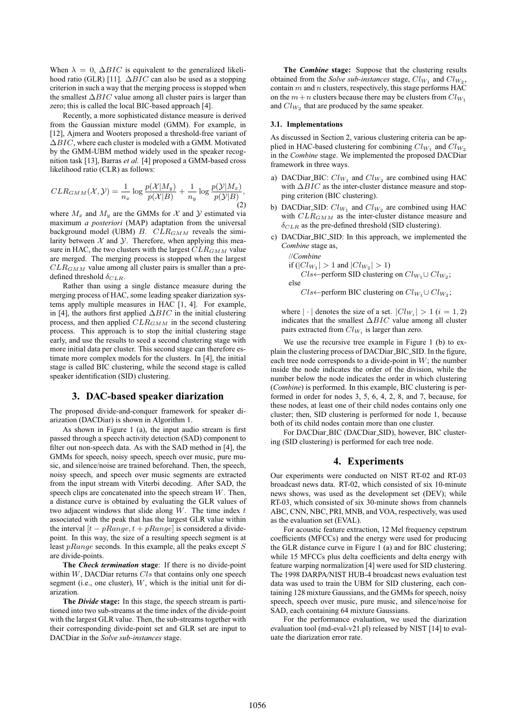When $\lambda = 0$, $\Delta BIC$ is equivalent to the generalized likelihood ratio (GLR) [11]. $\Delta BIC$ can also be used as a stopping criterion in such a way that the merging process is stopped when the smallest $\Delta BIC$ value among all cluster pairs is larger than zero; this is called the local BIC-based approach [4].

Recently, a more sophisticated distance measure is derived from the Gaussian mixture model (GMM). For example, in [12], Ajmera and Wooters proposed a threshold-free variant of $\Delta BIC$, where each cluster is modeled with a GMM. Motivated by the GMM-UBM method widely used in the speaker recognition task [13], Barras *et al.* [4] proposed a GMM-based cross likelihood ratio (CLR) as follows:

$$CLR_{GMM}(\mathcal{X}, \mathcal{Y}) = \frac{1}{n_x} \log \frac{p(\mathcal{X}|M_y)}{p(\mathcal{X}|B)} + \frac{1}{n_y} \log \frac{p(\mathcal{Y}|M_x)}{p(\mathcal{Y}|B)}, \tag{2}$$

where $M_x$ and $M_y$ are the GMMs for $\mathcal{X}$ and $\mathcal{Y}$ estimated via maximum *a posteriori* (MAP) adaptation from the universal background model (UBM) $B$. $CLR_{GMM}$ reveals the similarity between $\mathcal{X}$ and $\mathcal{Y}$. Therefore, when applying this measure in HAC, the two clusters with the largest $CLR_{GMM}$ value are merged. The merging process is stopped when the largest $CLR_{GMM}$ value among all cluster pairs is smaller than a predefined threshold $\delta_{CLR}$.

Rather than using a single distance measure during the merging process of HAC, some leading speaker diarization systems apply multiple measures in HAC [1, 4]. For example, in [4], the authors first applied $\Delta BIC$ in the initial clustering process, and then applied $CLR_{GMM}$ in the second clustering process. This approach is to stop the initial clustering stage early, and use the results to seed a second clustering stage with more initial data per cluster. This second stage can therefore estimate more complex models for the clusters. In [4], the initial stage is called BIC clustering, while the second stage is called speaker identification (SID) clustering.

## 3. DAC-based speaker diarization

The proposed divide-and-conquer framework for speaker diarization (DACDiar) is shown in Algorithm 1.

As shown in Figure 1 (a), the input audio stream is first passed through a speech activity detection (SAD) component to filter out non-speech data. As with the SAD method in [4], the GMMs for speech, noisy speech, speech over music, pure music, and silence/noise are trained beforehand. Then, the speech, noisy speech, and speech over music segments are extracted from the input stream with Viterbi decoding. After SAD, the speech clips are concatenated into the speech stream $W$. Then, a distance curve is obtained by evaluating the GLR values of two adjacent windows that slide along $W$. The time index $t$ associated with the peak that has the largest GLR value within the interval $[t - pRange, t + pRange]$ is considered a divide-point. In this way, the size of a resulting speech segment is at least $pRange$ seconds. In this example, all the peaks except $S$ are divide-points.

**The *Check termination* stage**: If there is no divide-point within $W$, DACDiar returns $Cls$ that contains only one speech segment (i.e., one cluster), $W$, which is the initial unit for diarization.

**The *Divide* stage:** In this stage, the speech stream is partitioned into two sub-streams at the time index of the divide-point with the largest GLR value. Then, the sub-streams together with their corresponding divide-point set and GLR set are input to DACDiar in the *Solve sub-instances* stage.

**The *Combine* stage:** Suppose that the clustering results obtained from the *Solve sub-instances* stage, $Cl_{W_1}$ and $Cl_{W_2}$, contain $m$ and $n$ clusters, respectively, this stage performs HAC on the $m+n$ clusters because there may be clusters from $Cl_{W_1}$ and $Cl_{W_2}$ that are produced by the same speaker.

### 3.1. Implementations

As discussed in Section 2, various clustering criteria can be applied in HAC-based clustering for combining $Cl_{W_1}$ and $Cl_{W_2}$ in the *Combine* stage. We implemented the proposed DACDiar framework in three ways.

a) DACDiar_BIC: $Cl_{W_1}$ and $Cl_{W_2}$ are combined using HAC with $\Delta BIC$ as the inter-cluster distance measure and stopping criterion (BIC clustering).

b) DACDiar_SID: $Cl_{W_1}$ and $Cl_{W_2}$ are combined using HAC with $CLR_{GMM}$ as the inter-cluster distance measure and $\delta_{CLR}$ as the pre-defined threshold (SID clustering).

c) DACDiar_BIC_SID: In this approach, we implemented the *Combine* stage as,

   //*Combine*
   if ($|Cl_{W_1}| > 1$ and $|Cl_{W_2}| > 1$)
   $\quad Cls \leftarrow$perform SID clustering on $Cl_{W_1} \cup Cl_{W_2}$;
   else
   $\quad Cls \leftarrow$perform BIC clustering on $Cl_{W_1} \cup Cl_{W_2}$;

   where $|\cdot|$ denotes the size of a set. $|Cl_{W_i}| > 1$ $(i = 1, 2)$ indicates that the smallest $\Delta BIC$ value among all cluster pairs extracted from $Cl_{W_i}$ is larger than zero.

We use the recursive tree example in Figure 1 (b) to explain the clustering process of DACDiar_BIC_SID. In the figure, each tree node corresponds to a divide-point in $W$; the number inside the node indicates the order of the division, while the number below the node indicates the order in which clustering (*Combine*) is performed. In this example, BIC clustering is performed in order for nodes 3, 5, 6, 4, 2, 8, and 7, because, for these nodes, at least one of their child nodes contains only one cluster; then, SID clustering is performed for node 1, because both of its child nodes contain more than one cluster.

For DACDiar_BIC (DACDiar_SID), however, BIC clustering (SID clustering) is performed for each tree node.

## 4. Experiments

Our experiments were conducted on NIST RT-02 and RT-03 broadcast news data. RT-02, which consisted of six 10-minute news shows, was used as the development set (DEV); while RT-03, which consisted of six 30-minute shows from channels ABC, CNN, NBC, PRI, MNB, and VOA, respectively, was used as the evaluation set (EVAL).

For acoustic feature extraction, 12 Mel frequency cepstrum coefficients (MFCCs) and the energy were used for producing the GLR distance curve in Figure 1 (a) and for BIC clustering; while 15 MFCCs plus delta coefficients and delta energy with feature warping normalization [4] were used for SID clustering. The 1998 DARPA/NIST HUB-4 broadcast news evaluation test data was used to train the UBM for SID clustering, each containing 128 mixture Gaussians, and the GMMs for speech, noisy speech, speech over music, pure music, and silence/noise for SAD, each containing 64 mixture Gaussians.

For the performance evaluation, we used the diarization evaluation tool (md-eval-v21.pl) released by NIST [14] to evaluate the diarization error rate.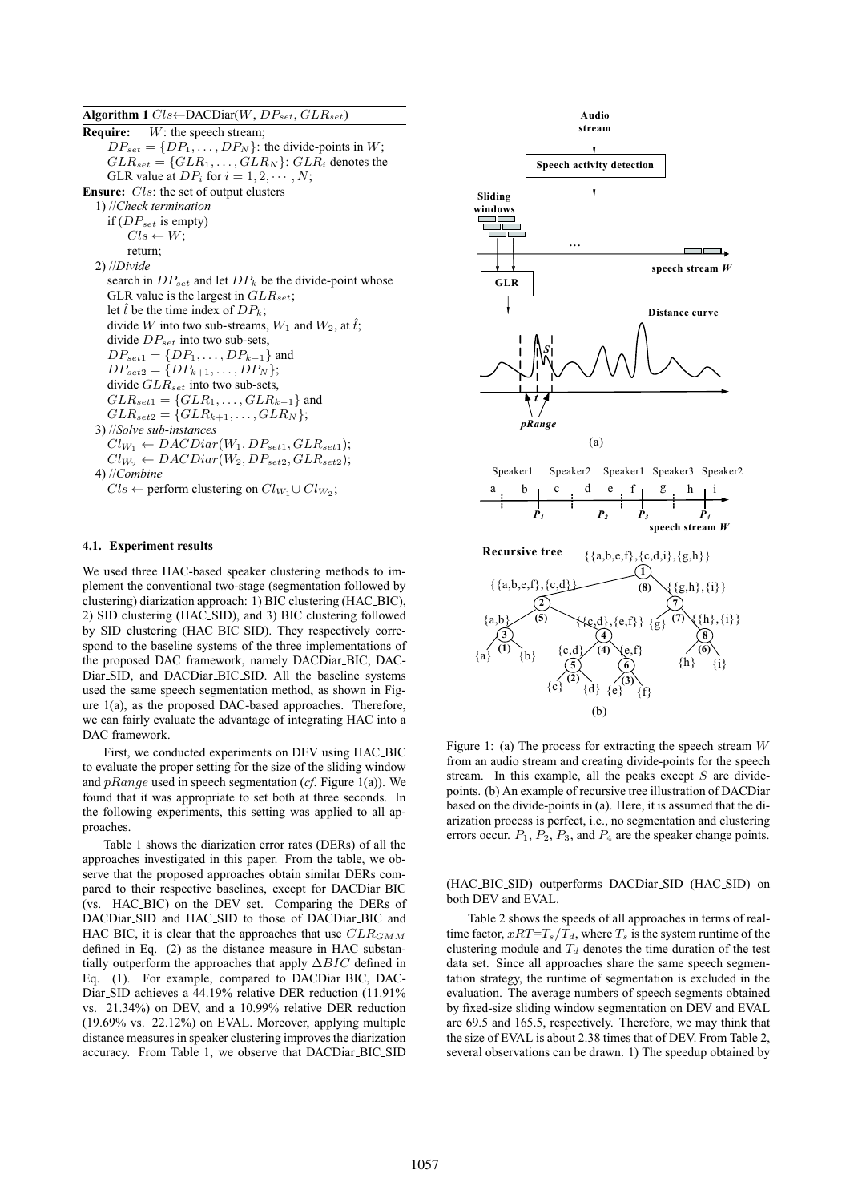**Algorithm 1** $Cls$←DACDiar($W$, $DP_{set}$, $GLR_{set}$)

**Require:** $W$: the speech stream;
$DP_{set} = \{DP_1, \ldots, DP_N\}$: the divide-points in $W$;
$GLR_{set} = \{GLR_1, \ldots, GLR_N\}$: $GLR_i$ denotes the GLR value at $DP_i$ for $i = 1, 2, \cdots, N$;

**Ensure:** $Cls$: the set of output clusters

1) //*Check termination*
   if ($DP_{set}$ is empty)
      $Cls \leftarrow W$;
      return;
2) //*Divide*
   search in $DP_{set}$ and let $DP_k$ be the divide-point whose GLR value is the largest in $GLR_{set}$;
   let $\hat{t}$ be the time index of $DP_k$;
   divide $W$ into two sub-streams, $W_1$ and $W_2$, at $\hat{t}$;
   divide $DP_{set}$ into two sub-sets,
   $DP_{set1} = \{DP_1, \ldots, DP_{k-1}\}$ and
   $DP_{set2} = \{DP_{k+1}, \ldots, DP_N\}$;
   divide $GLR_{set}$ into two sub-sets,
   $GLR_{set1} = \{GLR_1, \ldots, GLR_{k-1}\}$ and
   $GLR_{set2} = \{GLR_{k+1}, \ldots, GLR_N\}$;
3) //*Solve sub-instances*
   $Cl_{W_1} \leftarrow DACDiar(W_1, DP_{set1}, GLR_{set1})$;
   $Cl_{W_2} \leftarrow DACDiar(W_2, DP_{set2}, GLR_{set2})$;
4) //*Combine*
   $Cls \leftarrow$ perform clustering on $Cl_{W_1} \cup Cl_{W_2}$;

### 4.1. Experiment results

We used three HAC-based speaker clustering methods to implement the conventional two-stage (segmentation followed by clustering) diarization approach: 1) BIC clustering (HAC_BIC), 2) SID clustering (HAC_SID), and 3) BIC clustering followed by SID clustering (HAC_BIC_SID). They respectively correspond to the baseline systems of the three implementations of the proposed DAC framework, namely DACDiar_BIC, DACDiar_SID, and DACDiar_BIC_SID. All the baseline systems used the same speech segmentation method, as shown in Figure 1(a), as the proposed DAC-based approaches. Therefore, we can fairly evaluate the advantage of integrating HAC into a DAC framework.

First, we conducted experiments on DEV using HAC_BIC to evaluate the proper setting for the size of the sliding window and $pRange$ used in speech segmentation (*cf.* Figure 1(a)). We found that it was appropriate to set both at three seconds. In the following experiments, this setting was applied to all approaches.

Table 1 shows the diarization error rates (DERs) of all the approaches investigated in this paper. From the table, we observe that the proposed approaches obtain similar DERs compared to their respective baselines, except for DACDiar_BIC (vs. HAC_BIC) on the DEV set. Comparing the DERs of DACDiar_SID and HAC_SID to those of DACDiar_BIC and HAC_BIC, it is clear that the approaches that use $CLR_{GMM}$ defined in Eq. (2) as the distance measure in HAC substantially outperform the approaches that apply $\Delta BIC$ defined in Eq. (1). For example, compared to DACDiar_BIC, DACDiar_SID achieves a 44.19% relative DER reduction (11.91% vs. 21.34%) on DEV, and a 10.99% relative DER reduction (19.69% vs. 22.12%) on EVAL. Moreover, applying multiple distance measures in speaker clustering improves the diarization accuracy. From Table 1, we observe that DACDiar_BIC_SID (HAC_BIC_SID) outperforms DACDiar_SID (HAC_SID) on both DEV and EVAL.

Figure 1: (a) The process for extracting the speech stream $W$ from an audio stream and creating divide-points for the speech stream. In this example, all the peaks except $S$ are divide-points. (b) An example of recursive tree illustration of DACDiar based on the divide-points in (a). Here, it is assumed that the diarization process is perfect, i.e., no segmentation and clustering errors occur. $P_1$, $P_2$, $P_3$, and $P_4$ are the speaker change points.

Table 2 shows the speeds of all approaches in terms of real-time factor, $xRT$=$T_s/T_d$, where $T_s$ is the system runtime of the clustering module and $T_d$ denotes the time duration of the test data set. Since all approaches share the same speech segmentation strategy, the runtime of segmentation is excluded in the evaluation. The average numbers of speech segments obtained by fixed-size sliding window segmentation on DEV and EVAL are 69.5 and 165.5, respectively. Therefore, we may think that the size of EVAL is about 2.38 times that of DEV. From Table 2, several observations can be drawn. 1) The speedup obtained by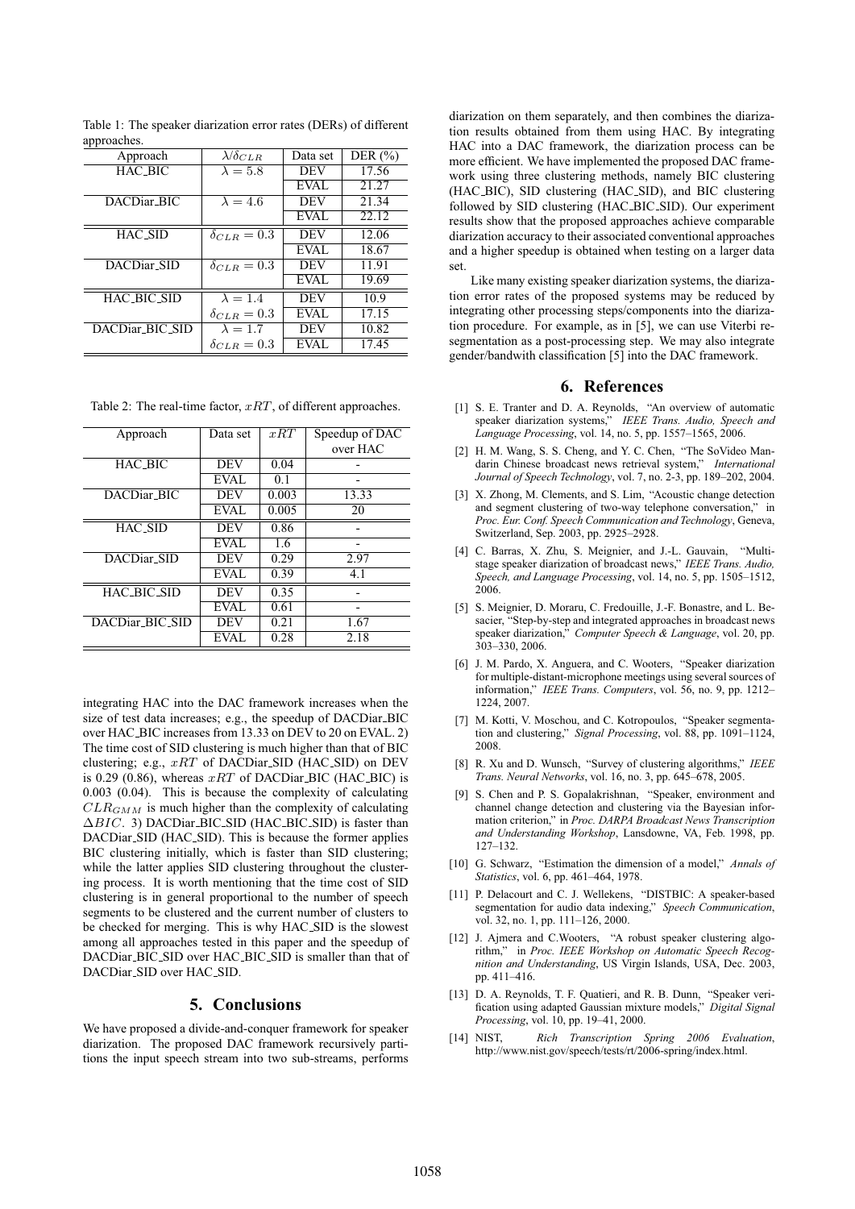Table 1: The speaker diarization error rates (DERs) of different approaches.

| Approach | $\lambda/\delta_{CLR}$ | Data set | DER (%) |
|---|---|---|---|
| HAC_BIC | $\lambda = 5.8$ | DEV | 17.56 |
| | | EVAL | 21.27 |
| DACDiar_BIC | $\lambda = 4.6$ | DEV | 21.34 |
| | | EVAL | 22.12 |
| HAC_SID | $\delta_{CLR} = 0.3$ | DEV | 12.06 |
| | | EVAL | 18.67 |
| DACDiar_SID | $\delta_{CLR} = 0.3$ | DEV | 11.91 |
| | | EVAL | 19.69 |
| HAC_BIC_SID | $\lambda = 1.4$ | DEV | 10.9 |
| | $\delta_{CLR} = 0.3$ | EVAL | 17.15 |
| DACDiar_BIC_SID | $\lambda = 1.7$ | DEV | 10.82 |
| | $\delta_{CLR} = 0.3$ | EVAL | 17.45 |

Table 2: The real-time factor, $xRT$, of different approaches.

| Approach | Data set | $xRT$ | Speedup of DAC over HAC |
|---|---|---|---|
| HAC_BIC | DEV | 0.04 | - |
| | EVAL | 0.1 | - |
| DACDiar_BIC | DEV | 0.003 | 13.33 |
| | EVAL | 0.005 | 20 |
| HAC_SID | DEV | 0.86 | - |
| | EVAL | 1.6 | - |
| DACDiar_SID | DEV | 0.29 | 2.97 |
| | EVAL | 0.39 | 4.1 |
| HAC_BIC_SID | DEV | 0.35 | - |
| | EVAL | 0.61 | - |
| DACDiar_BIC_SID | DEV | 0.21 | 1.67 |
| | EVAL | 0.28 | 2.18 |

integrating HAC into the DAC framework increases when the size of test data increases; e.g., the speedup of DACDiar_BIC over HAC_BIC increases from 13.33 on DEV to 20 on EVAL. 2) The time cost of SID clustering is much higher than that of BIC clustering; e.g., $xRT$ of DACDiar_SID (HAC_SID) on DEV is 0.29 (0.86), whereas $xRT$ of DACDiar_BIC (HAC_BIC) is 0.003 (0.04). This is because the complexity of calculating $CLR_{GMM}$ is much higher than the complexity of calculating $\Delta BIC$. 3) DACDiar_BIC_SID (HAC_BIC_SID) is faster than DACDiar_SID (HAC_SID). This is because the former applies BIC clustering initially, which is faster than SID clustering; while the latter applies SID clustering throughout the clustering process. It is worth mentioning that the time cost of SID clustering is in general proportional to the number of speech segments to be clustered and the current number of clusters to be checked for merging. This is why HAC_SID is the slowest among all approaches tested in this paper and the speedup of DACDiar_BIC_SID over HAC_BIC_SID is smaller than that of DACDiar_SID over HAC_SID.

## 5. Conclusions

We have proposed a divide-and-conquer framework for speaker diarization. The proposed DAC framework recursively partitions the input speech stream into two sub-streams, performs diarization on them separately, and then combines the diarization results obtained from them using HAC. By integrating HAC into a DAC framework, the diarization process can be more efficient. We have implemented the proposed DAC framework using three clustering methods, namely BIC clustering (HAC_BIC), SID clustering (HAC_SID), and BIC clustering followed by SID clustering (HAC_BIC_SID). Our experiment results show that the proposed approaches achieve comparable diarization accuracy to their associated conventional approaches and a higher speedup is obtained when testing on a larger data set.

Like many existing speaker diarization systems, the diarization error rates of the proposed systems may be reduced by integrating other processing steps/components into the diarization procedure. For example, as in [5], we can use Viterbi resegmentation as a post-processing step. We may also integrate gender/bandwith classification [5] into the DAC framework.

## 6. References

[1] S. E. Tranter and D. A. Reynolds, "An overview of automatic speaker diarization systems," *IEEE Trans. Audio, Speech and Language Processing*, vol. 14, no. 5, pp. 1557–1565, 2006.

[2] H. M. Wang, S. S. Cheng, and Y. C. Chen, "The SoVideo Mandarin Chinese broadcast news retrieval system," *International Journal of Speech Technology*, vol. 7, no. 2-3, pp. 189–202, 2004.

[3] X. Zhong, M. Clements, and S. Lim, "Acoustic change detection and segment clustering of two-way telephone conversation," in *Proc. Eur. Conf. Speech Communication and Technology*, Geneva, Switzerland, Sep. 2003, pp. 2925–2928.

[4] C. Barras, X. Zhu, S. Meignier, and J.-L. Gauvain, "Multistage speaker diarization of broadcast news," *IEEE Trans. Audio, Speech, and Language Processing*, vol. 14, no. 5, pp. 1505–1512, 2006.

[5] S. Meignier, D. Moraru, C. Fredouille, J.-F. Bonastre, and L. Besacier, "Step-by-step and integrated approaches in broadcast news speaker diarization," *Computer Speech & Language*, vol. 20, pp. 303–330, 2006.

[6] J. M. Pardo, X. Anguera, and C. Wooters, "Speaker diarization for multiple-distant-microphone meetings using several sources of information," *IEEE Trans. Computers*, vol. 56, no. 9, pp. 1212–1224, 2007.

[7] M. Kotti, V. Moschou, and C. Kotropoulos, "Speaker segmentation and clustering," *Signal Processing*, vol. 88, pp. 1091–1124, 2008.

[8] R. Xu and D. Wunsch, "Survey of clustering algorithms," *IEEE Trans. Neural Networks*, vol. 16, no. 3, pp. 645–678, 2005.

[9] S. Chen and P. S. Gopalakrishnan, "Speaker, environment and channel change detection and clustering via the Bayesian information criterion," in *Proc. DARPA Broadcast News Transcription and Understanding Workshop*, Lansdowne, VA, Feb. 1998, pp. 127–132.

[10] G. Schwarz, "Estimation the dimension of a model," *Annals of Statistics*, vol. 6, pp. 461–464, 1978.

[11] P. Delacourt and C. J. Wellekens, "DISTBIC: A speaker-based segmentation for audio data indexing," *Speech Communication*, vol. 32, no. 1, pp. 111–126, 2000.

[12] J. Ajmera and C.Wooters, "A robust speaker clustering algorithm," in *Proc. IEEE Workshop on Automatic Speech Recognition and Understanding*, US Virgin Islands, USA, Dec. 2003, pp. 411–416.

[13] D. A. Reynolds, T. F. Quatieri, and R. B. Dunn, "Speaker verification using adapted Gaussian mixture models," *Digital Signal Processing*, vol. 10, pp. 19–41, 2000.

[14] NIST, *Rich Transcription Spring 2006 Evaluation*, http://www.nist.gov/speech/tests/rt/2006-spring/index.html.